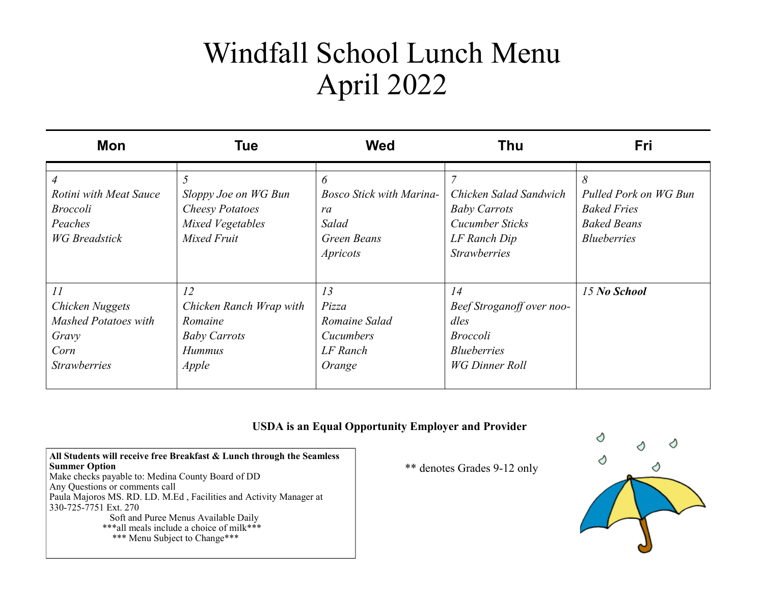# Windfall School Lunch Menu
# April 2022

| Mon | Tue | Wed | Thu | Fri |
|---|---|---|---|---|
| | | | | |
| *4*<br>*Rotini with Meat Sauce*<br>*Broccoli*<br>*Peaches*<br>*WG Breadstick* | *5*<br>*Sloppy Joe on WG Bun*<br>*Cheesy Potatoes*<br>*Mixed Vegetables*<br>*Mixed Fruit* | *6*<br>*Bosco Stick with Marinara*<br>*Salad*<br>*Green Beans*<br>*Apricots* | *7*<br>*Chicken Salad Sandwich*<br>*Baby Carrots*<br>*Cucumber Sticks*<br>*LF Ranch Dip*<br>*Strawberries* | *8*<br>*Pulled Pork on WG Bun*<br>*Baked Fries*<br>*Baked Beans*<br>*Blueberries* |
| *11*<br>*Chicken Nuggets*<br>*Mashed Potatoes with Gravy*<br>*Corn*<br>*Strawberries* | *12*<br>*Chicken Ranch Wrap with Romaine*<br>*Baby Carrots*<br>*Hummus*<br>*Apple* | *13*<br>*Pizza*<br>*Romaine Salad*<br>*Cucumbers*<br>*LF Ranch*<br>*Orange* | *14*<br>*Beef Stroganoff over noodles*<br>*Broccoli*<br>*Blueberries*<br>*WG Dinner Roll* | *15* ***No School*** |

**USDA is an Equal Opportunity Employer and Provider**

**All Students will receive free Breakfast & Lunch through the Seamless Summer Option**
Make checks payable to: Medina County Board of DD
Any Questions or comments call
Paula Majoros MS. RD. LD. M.Ed , Facilities and Activity Manager at 330-725-7751 Ext. 270
Soft and Puree Menus Available Daily
***all meals include a choice of milk***
*** Menu Subject to Change***

** denotes Grades 9-12 only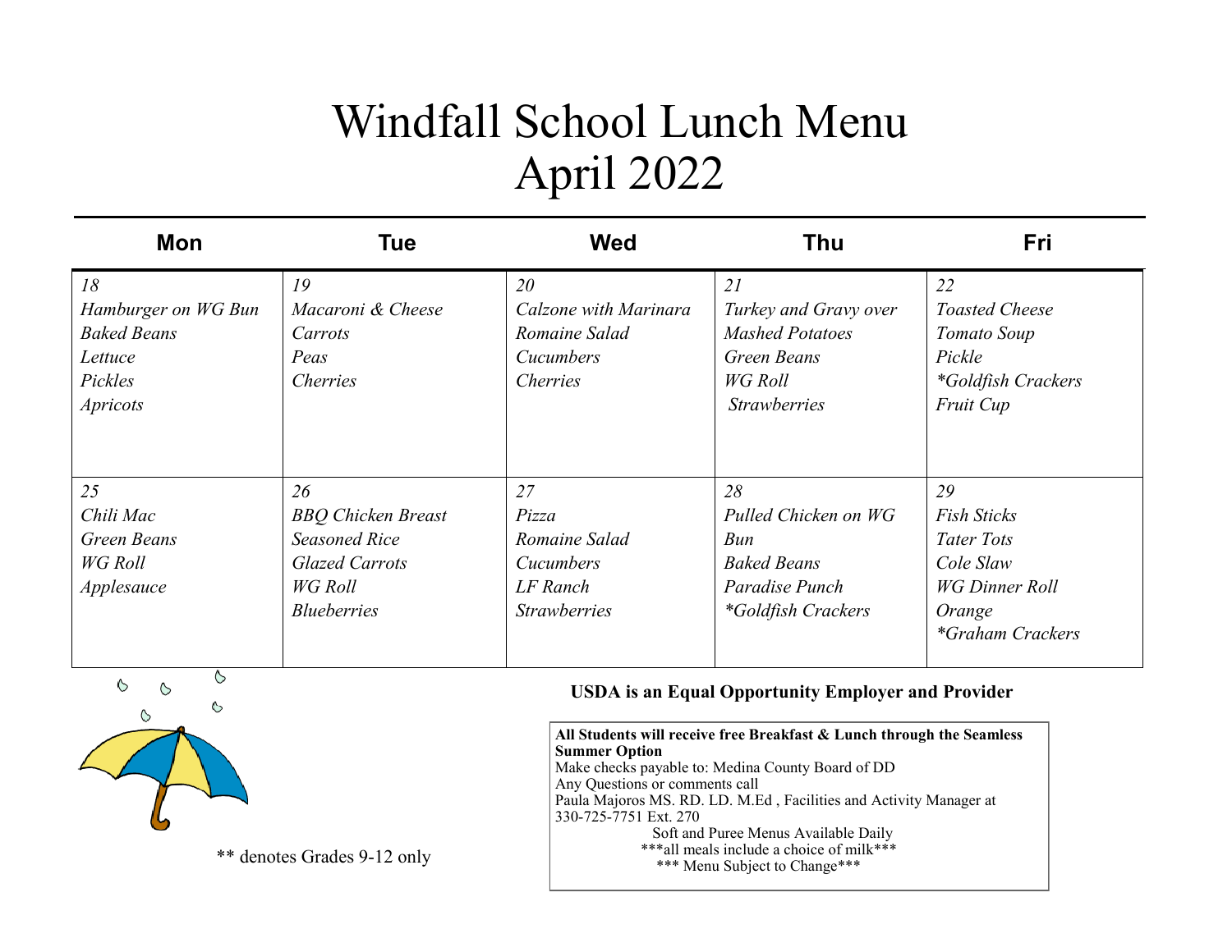# Windfall School Lunch Menu
# April 2022

| Mon | Tue | Wed | Thu | Fri |
|---|---|---|---|---|
| *18*<br>*Hamburger on WG Bun*<br>*Baked Beans*<br>*Lettuce*<br>*Pickles*<br>*Apricots* | *19*<br>*Macaroni & Cheese*<br>*Carrots*<br>*Peas*<br>*Cherries* | *20*<br>*Calzone with Marinara*<br>*Romaine Salad*<br>*Cucumbers*<br>*Cherries* | *21*<br>*Turkey and Gravy over Mashed Potatoes*<br>*Green Beans*<br>*WG Roll*<br>*Strawberries* | *22*<br>*Toasted Cheese*<br>*Tomato Soup*<br>*Pickle*<br>*\*Goldfish Crackers*<br>*Fruit Cup* |
| *25*<br>*Chili Mac*<br>*Green Beans*<br>*WG Roll*<br>*Applesauce* | *26*<br>*BBQ Chicken Breast*<br>*Seasoned Rice*<br>*Glazed Carrots*<br>*WG Roll*<br>*Blueberries* | *27*<br>*Pizza*<br>*Romaine Salad*<br>*Cucumbers*<br>*LF Ranch*<br>*Strawberries* | *28*<br>*Pulled Chicken on WG Bun*<br>*Baked Beans*<br>*Paradise Punch*<br>*\*Goldfish Crackers* | *29*<br>*Fish Sticks*<br>*Tater Tots*<br>*Cole Slaw*<br>*WG Dinner Roll*<br>*Orange*<br>*\*Graham Crackers* |

** denotes Grades 9-12 only

**USDA is an Equal Opportunity Employer and Provider**

**All Students will receive free Breakfast & Lunch through the Seamless Summer Option**
Make checks payable to: Medina County Board of DD
Any Questions or comments call
Paula Majoros MS. RD. LD. M.Ed , Facilities and Activity Manager at 330-725-7751 Ext. 270
Soft and Puree Menus Available Daily
***all meals include a choice of milk***
*** Menu Subject to Change***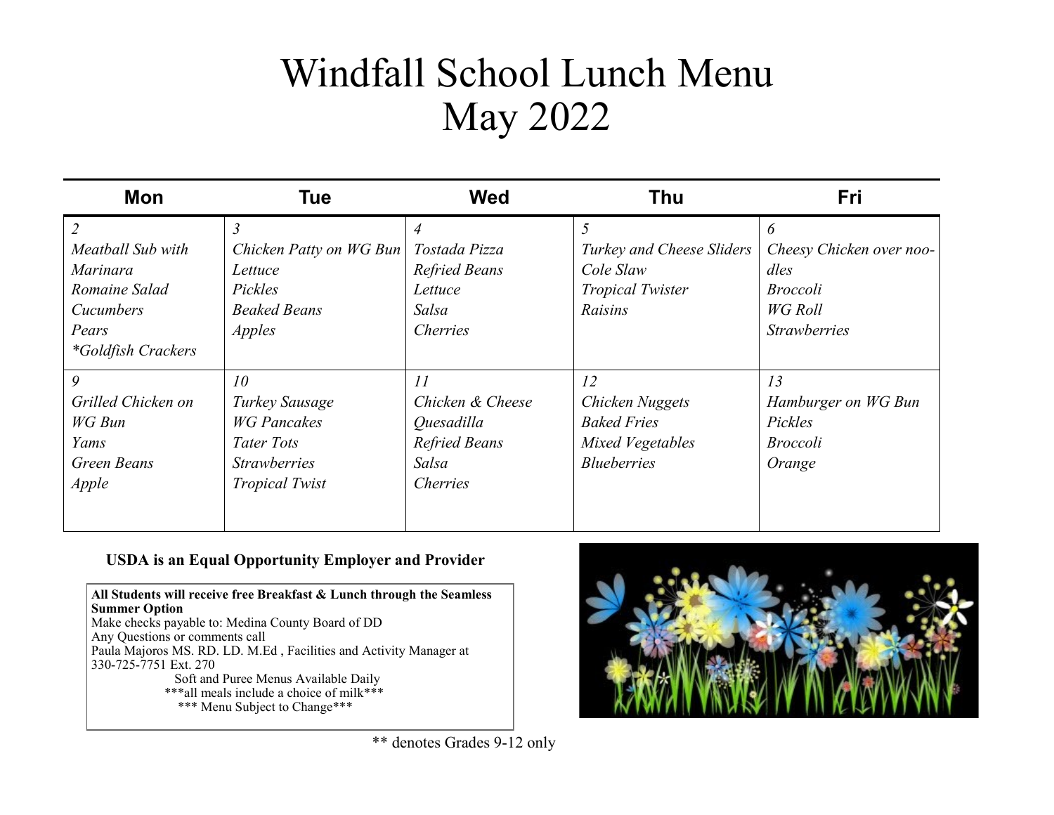# Windfall School Lunch Menu
# May 2022

| Mon | Tue | Wed | Thu | Fri |
|---|---|---|---|---|
| *2*<br>*Meatball Sub with Marinara*<br>*Romaine Salad*<br>*Cucumbers*<br>*Pears*<br>*\*Goldfish Crackers* | *3*<br>*Chicken Patty on WG Bun*<br>*Lettuce*<br>*Pickles*<br>*Beaked Beans*<br>*Apples* | *4*<br>*Tostada Pizza*<br>*Refried Beans*<br>*Lettuce*<br>*Salsa*<br>*Cherries* | *5*<br>*Turkey and Cheese Sliders*<br>*Cole Slaw*<br>*Tropical Twister*<br>*Raisins* | *6*<br>*Cheesy Chicken over noo-dles*<br>*Broccoli*<br>*WG Roll*<br>*Strawberries* |
| *9*<br>*Grilled Chicken on WG Bun*<br>*Yams*<br>*Green Beans*<br>*Apple* | *10*<br>*Turkey Sausage*<br>*WG Pancakes*<br>*Tater Tots*<br>*Strawberries*<br>*Tropical Twist* | *11*<br>*Chicken & Cheese Quesadilla*<br>*Refried Beans*<br>*Salsa*<br>*Cherries* | *12*<br>*Chicken Nuggets*<br>*Baked Fries*<br>*Mixed Vegetables*<br>*Blueberries* | *13*<br>*Hamburger on WG Bun*<br>*Pickles*<br>*Broccoli*<br>*Orange* |

**USDA is an Equal Opportunity Employer and Provider**

**All Students will receive free Breakfast & Lunch through the Seamless Summer Option**
Make checks payable to: Medina County Board of DD
Any Questions or comments call
Paula Majoros MS. RD. LD. M.Ed , Facilities and Activity Manager at 330-725-7751 Ext. 270

Soft and Puree Menus Available Daily
***all meals include a choice of milk***
*** Menu Subject to Change***

** denotes Grades 9-12 only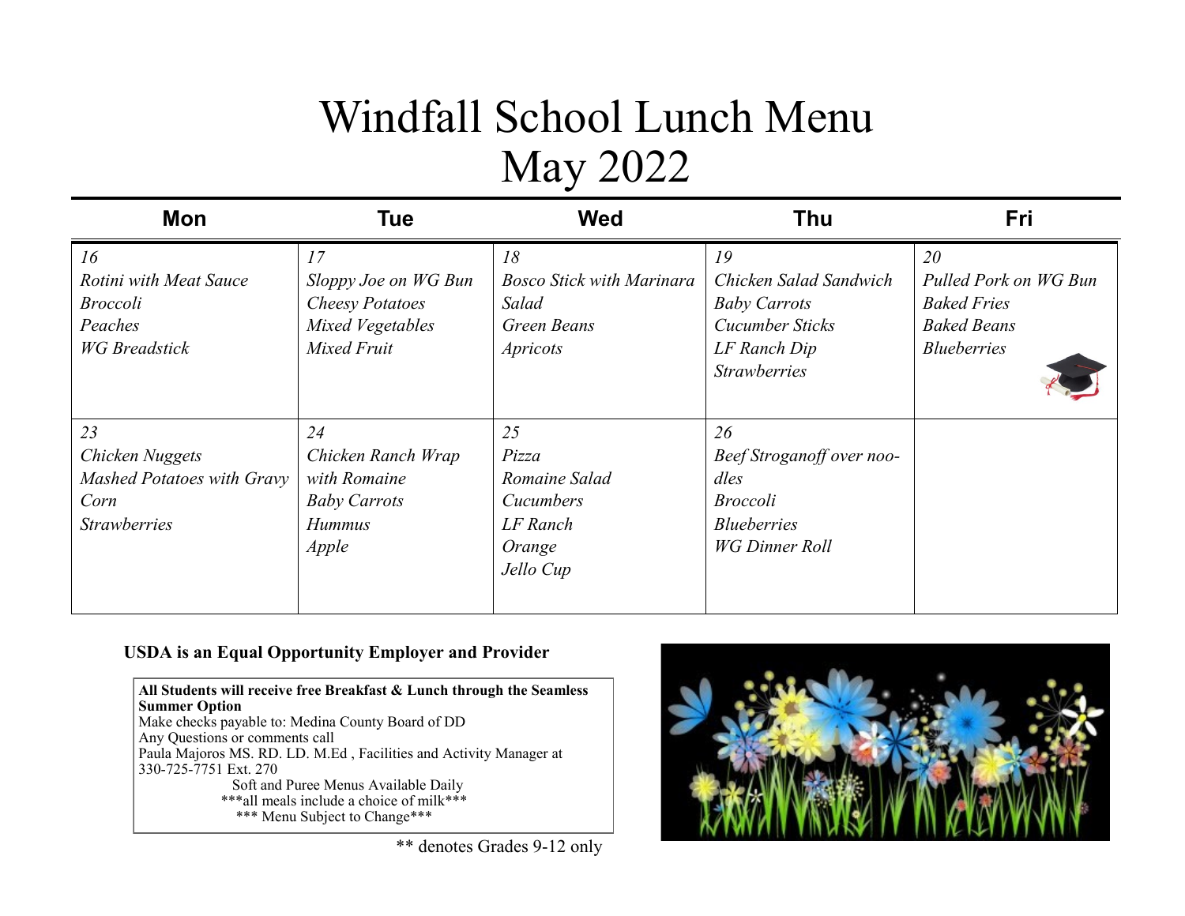# Windfall School Lunch Menu
# May 2022

| Mon | Tue | Wed | Thu | Fri |
|---|---|---|---|---|
| *16*<br>*Rotini with Meat Sauce*<br>*Broccoli*<br>*Peaches*<br>*WG Breadstick* | *17*<br>*Sloppy Joe on WG Bun*<br>*Cheesy Potatoes*<br>*Mixed Vegetables*<br>*Mixed Fruit* | *18*<br>*Bosco Stick with Marinara*<br>*Salad*<br>*Green Beans*<br>*Apricots* | *19*<br>*Chicken Salad Sandwich*<br>*Baby Carrots*<br>*Cucumber Sticks*<br>*LF Ranch Dip*<br>*Strawberries* | *20*<br>*Pulled Pork on WG Bun*<br>*Baked Fries*<br>*Baked Beans*<br>*Blueberries* |
| *23*<br>*Chicken Nuggets*<br>*Mashed Potatoes with Gravy*<br>*Corn*<br>*Strawberries* | *24*<br>*Chicken Ranch Wrap with Romaine*<br>*Baby Carrots*<br>*Hummus*<br>*Apple* | *25*<br>*Pizza*<br>*Romaine Salad*<br>*Cucumbers*<br>*LF Ranch*<br>*Orange*<br>*Jello Cup* | *26*<br>*Beef Stroganoff over noodles*<br>*Broccoli*<br>*Blueberries*<br>*WG Dinner Roll* | |

**USDA is an Equal Opportunity Employer and Provider**

**All Students will receive free Breakfast & Lunch through the Seamless Summer Option**
Make checks payable to: Medina County Board of DD
Any Questions or comments call
Paula Majoros MS. RD. LD. M.Ed , Facilities and Activity Manager at 330-725-7751 Ext. 270
Soft and Puree Menus Available Daily
***all meals include a choice of milk***
*** Menu Subject to Change***

** denotes Grades 9-12 only